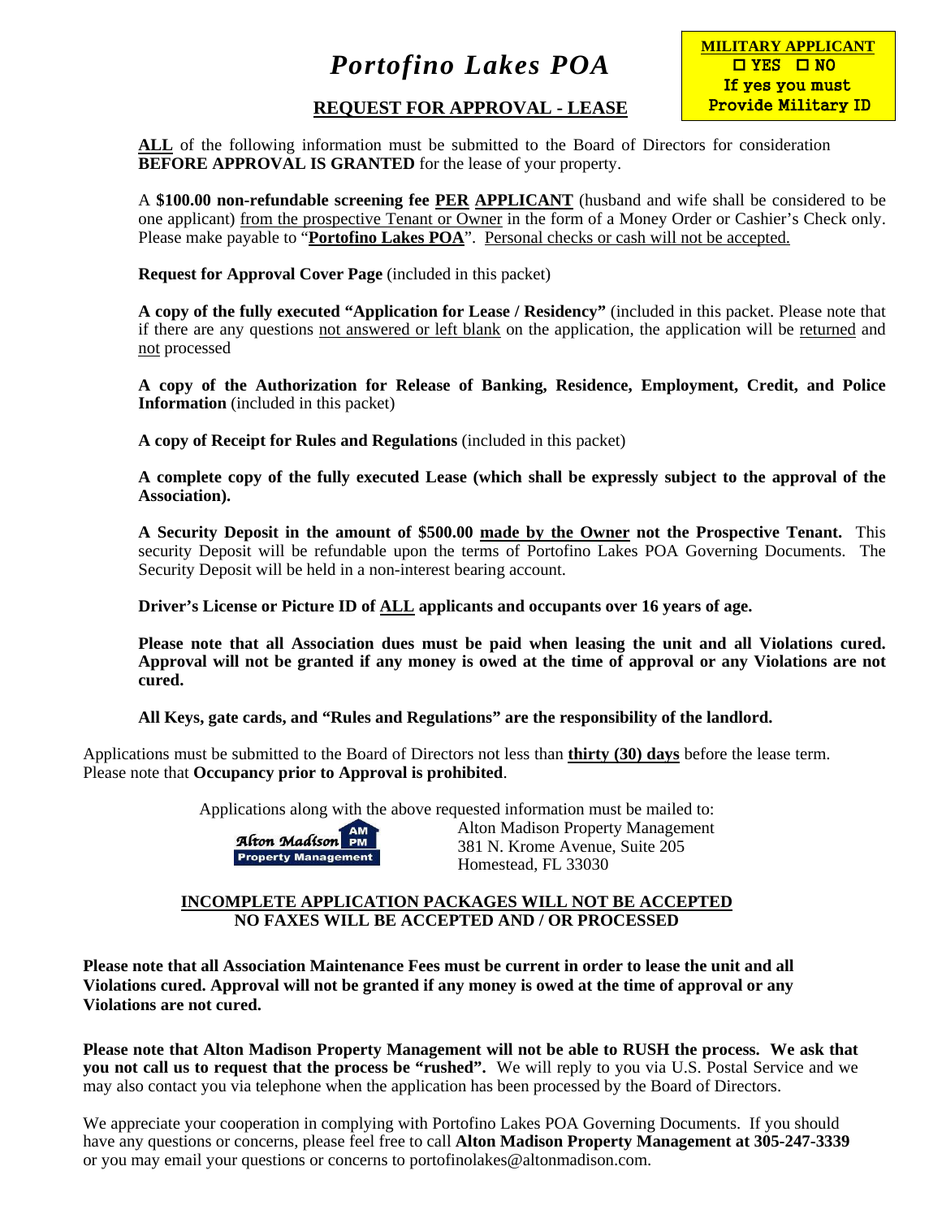# *Portofino Lakes POA*

**MILITARY APPLICANT**
☐ YES ☐ NO
If yes you must Provide Military ID

## REQUEST FOR APPROVAL - LEASE

**ALL** of the following information must be submitted to the Board of Directors for consideration **BEFORE APPROVAL IS GRANTED** for the lease of your property.

A **$100.00 non-refundable screening fee PER APPLICANT** (husband and wife shall be considered to be one applicant) from the prospective Tenant or Owner in the form of a Money Order or Cashier's Check only. Please make payable to "**Portofino Lakes POA**". Personal checks or cash will not be accepted.

**Request for Approval Cover Page** (included in this packet)

**A copy of the fully executed "Application for Lease / Residency"** (included in this packet. Please note that if there are any questions not answered or left blank on the application, the application will be returned and not processed

**A copy of the Authorization for Release of Banking, Residence, Employment, Credit, and Police Information** (included in this packet)

**A copy of Receipt for Rules and Regulations** (included in this packet)

**A complete copy of the fully executed Lease (which shall be expressly subject to the approval of the Association).**

**A Security Deposit in the amount of $500.00 made by the Owner not the Prospective Tenant.** This security Deposit will be refundable upon the terms of Portofino Lakes POA Governing Documents. The Security Deposit will be held in a non-interest bearing account.

**Driver's License or Picture ID of ALL applicants and occupants over 16 years of age.**

**Please note that all Association dues must be paid when leasing the unit and all Violations cured. Approval will not be granted if any money is owed at the time of approval or any Violations are not cured.**

**All Keys, gate cards, and "Rules and Regulations" are the responsibility of the landlord.**

Applications must be submitted to the Board of Directors not less than **thirty (30) days** before the lease term. Please note that **Occupancy prior to Approval is prohibited**.

Applications along with the above requested information must be mailed to:

Alton Madison Property Management
381 N. Krome Avenue, Suite 205
Homestead, FL 33030

**INCOMPLETE APPLICATION PACKAGES WILL NOT BE ACCEPTED**
**NO FAXES WILL BE ACCEPTED AND / OR PROCESSED**

**Please note that all Association Maintenance Fees must be current in order to lease the unit and all Violations cured. Approval will not be granted if any money is owed at the time of approval or any Violations are not cured.**

**Please note that Alton Madison Property Management will not be able to RUSH the process. We ask that you not call us to request that the process be "rushed".** We will reply to you via U.S. Postal Service and we may also contact you via telephone when the application has been processed by the Board of Directors.

We appreciate your cooperation in complying with Portofino Lakes POA Governing Documents. If you should have any questions or concerns, please feel free to call **Alton Madison Property Management at 305-247-3339** or you may email your questions or concerns to portofinolakes@altonmadison.com.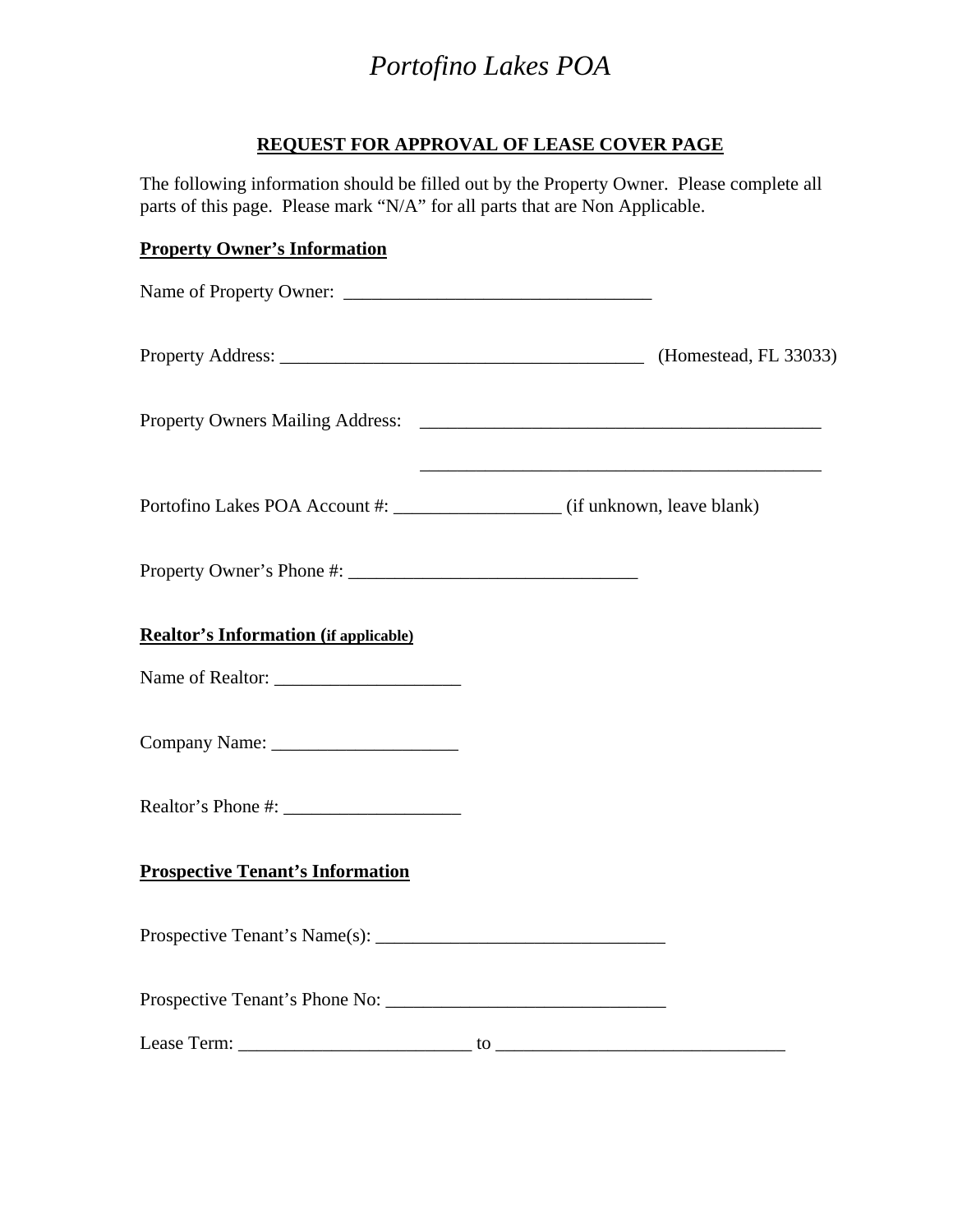# *Portofino Lakes POA*

## REQUEST FOR APPROVAL OF LEASE COVER PAGE

The following information should be filled out by the Property Owner. Please complete all parts of this page. Please mark "N/A" for all parts that are Non Applicable.

### Property Owner's Information

Name of Property Owner: _________________________________

Property Address: _______________________________________ (Homestead, FL 33033)

Property Owners Mailing Address: ____________________________________________

____________________________________________

Portofino Lakes POA Account #: __________________ (if unknown, leave blank)

Property Owner's Phone #: _______________________________

### Realtor's Information (if applicable)

Name of Realtor: ____________________

Company Name: ____________________

Realtor's Phone #: ___________________

### Prospective Tenant's Information

Prospective Tenant's Name(s): _______________________________

Prospective Tenant's Phone No: ______________________________

Lease Term: _________________________ to _______________________________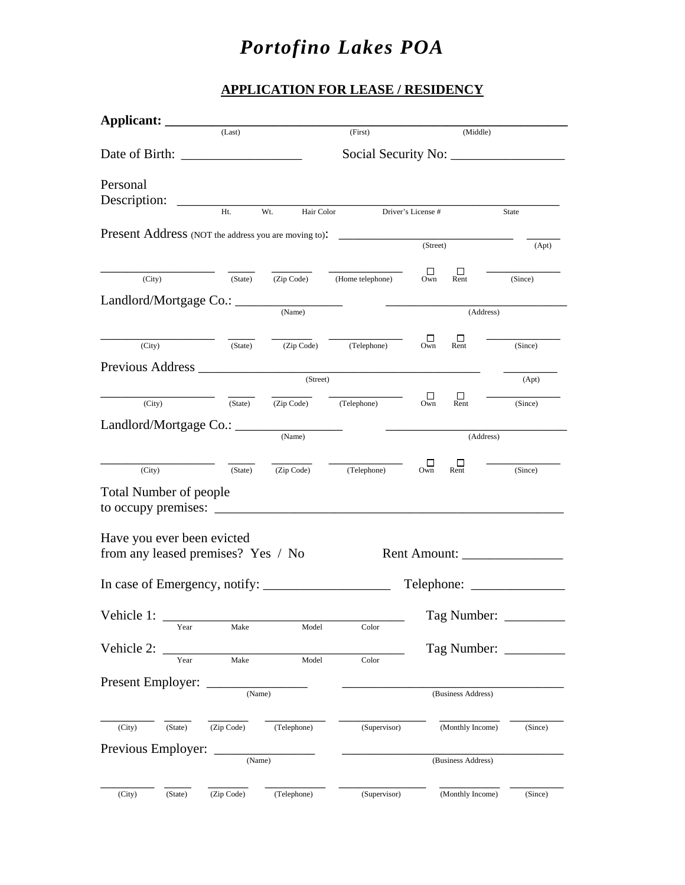# *Portofino Lakes POA*

## APPLICATION FOR LEASE / RESIDENCY

**Applicant:** ______________________________________________
(Last) (First) (Middle)

Date of Birth: __________________ Social Security No: _________________

Personal Description: ____________________________________________
Ht. Wt. Hair Color Driver's License # State

Present Address (NOT the address you are moving to): ___________________________ _____
(Street) (Apt)

__________________ _____ _______ _____________ ☐ Own ☐ Rent ____________
(City) (State) (Zip Code) (Home telephone) (Since)

Landlord/Mortgage Co.: ________________ _____________________________
(Name) (Address)

__________________ _____ _______ _____________ ☐ Own ☐ Rent ____________
(City) (State) (Zip Code) (Telephone) (Since)

Previous Address _____________________________________________ _________
(Street) (Apt)

__________________ _____ _______ _____________ ☐ Own ☐ Rent ____________
(City) (State) (Zip Code) (Telephone) (Since)

Landlord/Mortgage Co.: ________________ _____________________________
(Name) (Address)

__________________ _____ _______ _____________ ☐ Own ☐ Rent ____________
(City) (State) (Zip Code) (Telephone) (Since)

Total Number of people to occupy premises: ______________________________________________________

Have you ever been evicted from any leased premises? Yes / No Rent Amount: _______________

In case of Emergency, notify: ___________________ Telephone: ______________

Vehicle 1: ___________________________________ Tag Number: _________
Year Make Model Color

Vehicle 2: ___________________________________ Tag Number: _________
Year Make Model Color

Present Employer: _______________ __________________________________
(Name) (Business Address)

_________ _____ _______ __________ ______________ __________ _________
(City) (State) (Zip Code) (Telephone) (Supervisor) (Monthly Income) (Since)

Previous Employer: _______________ __________________________________
(Name) (Business Address)

_________ _____ _______ __________ ______________ __________ _________
(City) (State) (Zip Code) (Telephone) (Supervisor) (Monthly Income) (Since)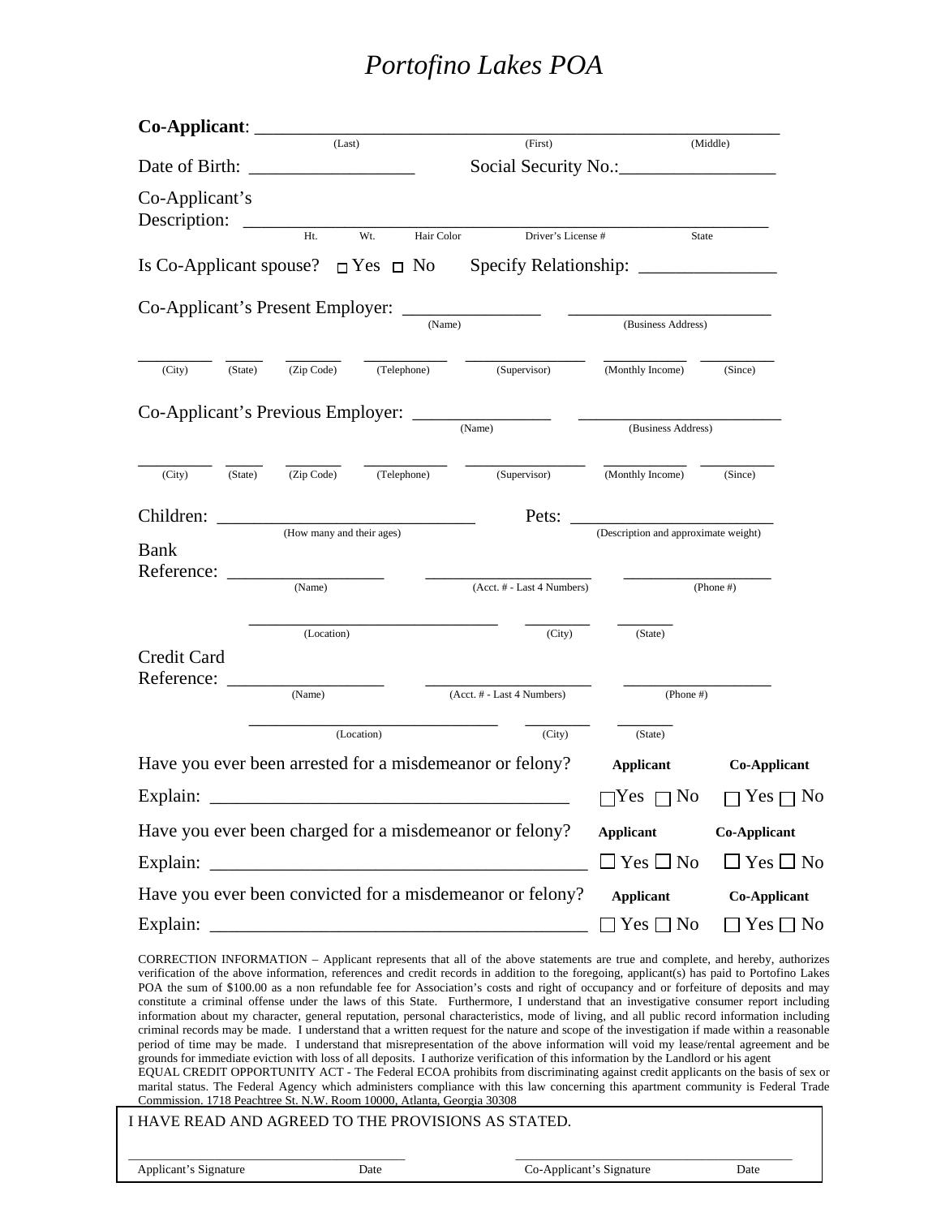# *Portofino Lakes POA*

**Co-Applicant**: ________________________________________________
(Last) (First) (Middle)

Date of Birth: __________________ Social Security No.:_________________

Co-Applicant's Description: ________________________________________________
Ht. Wt. Hair Color Driver's License # State

Is Co-Applicant spouse? ☐ Yes ☐ No Specify Relationship: _______________

Co-Applicant's Present Employer: _______________ _______________________
(Name) (Business Address)

________ _____ _______ __________ _____________ _________ ________
(City) (State) (Zip Code) (Telephone) (Supervisor) (Monthly Income) (Since)

Co-Applicant's Previous Employer: _______________ _______________________
(Name) (Business Address)

________ _____ _______ __________ _____________ _________ ________
(City) (State) (Zip Code) (Telephone) (Supervisor) (Monthly Income) (Since)

Children: ____________________________ Pets: ________________________
(How many and their ages) (Description and approximate weight)

Bank Reference: _________________ ___________________ _________________
(Name) (Acct. # - Last 4 Numbers) (Phone #)

_____________________________ ________ _______
(Location) (City) (State)

Credit Card Reference: _________________ ___________________ _________________
(Name) (Acct. # - Last 4 Numbers) (Phone #)

_____________________________ ________ _______
(Location) (City) (State)

Have you ever been arrested for a misdemeanor or felony? **Applicant** **Co-Applicant**

Explain: ________________________________________ ☐Yes ☐ No ☐ Yes ☐ No

Have you ever been charged for a misdemeanor or felony? **Applicant** **Co-Applicant**

Explain: __________________________________________ ☐ Yes ☐ No ☐ Yes ☐ No

Have you ever been convicted for a misdemeanor or felony? **Applicant** **Co-Applicant**

Explain: __________________________________________ ☐ Yes ☐ No ☐ Yes ☐ No

CORRECTION INFORMATION – Applicant represents that all of the above statements are true and complete, and hereby, authorizes verification of the above information, references and credit records in addition to the foregoing, applicant(s) has paid to Portofino Lakes POA the sum of $100.00 as a non refundable fee for Association's costs and right of occupancy and or forfeiture of deposits and may constitute a criminal offense under the laws of this State. Furthermore, I understand that an investigative consumer report including information about my character, general reputation, personal characteristics, mode of living, and all public record information including criminal records may be made. I understand that a written request for the nature and scope of the investigation if made within a reasonable period of time may be made. I understand that misrepresentation of the above information will void my lease/rental agreement and be grounds for immediate eviction with loss of all deposits. I authorize verification of this information by the Landlord or his agent

EQUAL CREDIT OPPORTUNITY ACT - The Federal ECOA prohibits from discriminating against credit applicants on the basis of sex or marital status. The Federal Agency which administers compliance with this law concerning this apartment community is Federal Trade Commission. 1718 Peachtree St. N.W. Room 10000, Atlanta, Georgia 30308

I HAVE READ AND AGREED TO THE PROVISIONS AS STATED.

_______________________________________ _______________________________________
Applicant's Signature Date Co-Applicant's Signature Date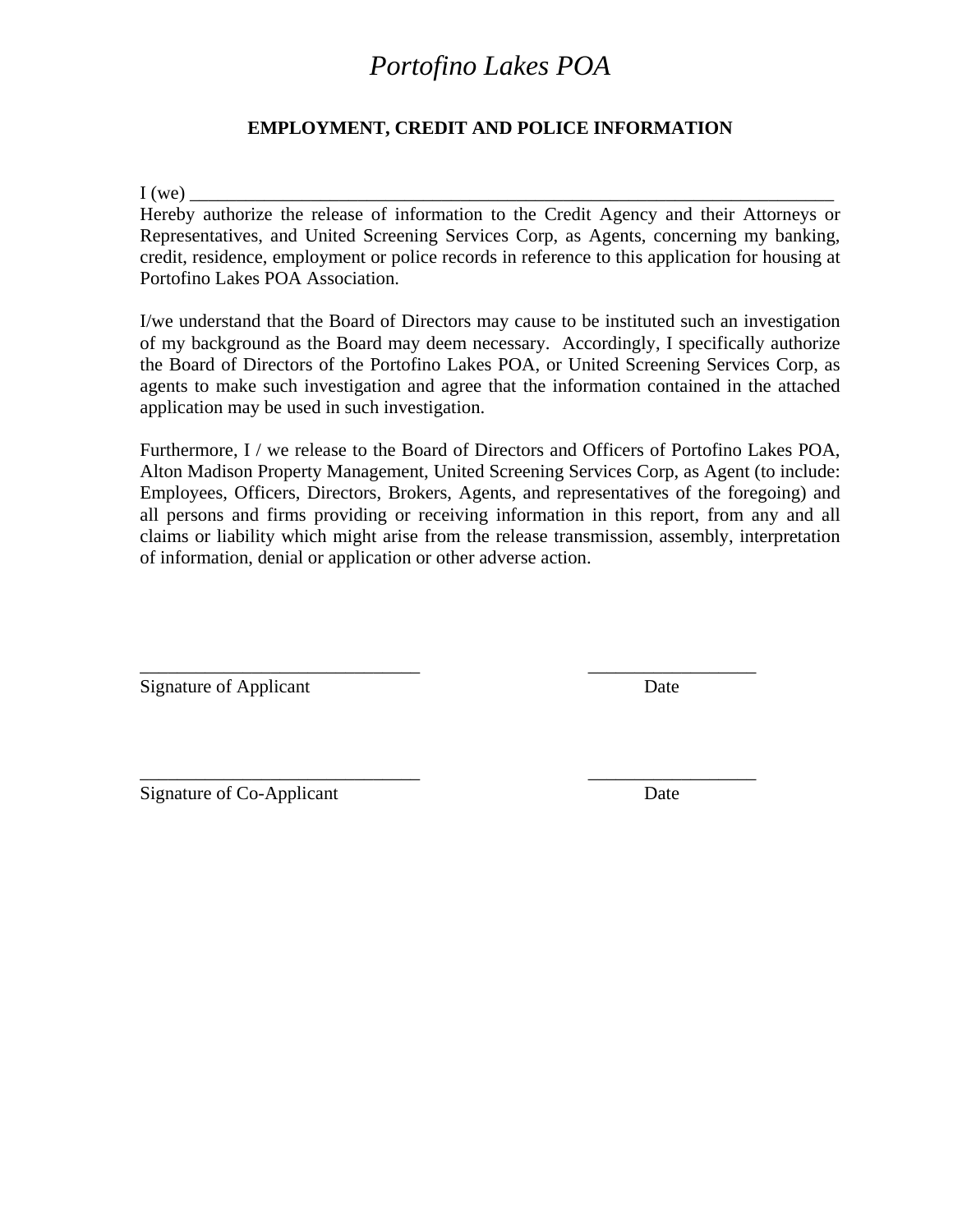# *Portofino Lakes POA*

## EMPLOYMENT, CREDIT AND POLICE INFORMATION

I (we) ___________________________________________________________________________
Hereby authorize the release of information to the Credit Agency and their Attorneys or Representatives, and United Screening Services Corp, as Agents, concerning my banking, credit, residence, employment or police records in reference to this application for housing at Portofino Lakes POA Association.

I/we understand that the Board of Directors may cause to be instituted such an investigation of my background as the Board may deem necessary. Accordingly, I specifically authorize the Board of Directors of the Portofino Lakes POA, or United Screening Services Corp, as agents to make such investigation and agree that the information contained in the attached application may be used in such investigation.

Furthermore, I / we release to the Board of Directors and Officers of Portofino Lakes POA, Alton Madison Property Management, United Screening Services Corp, as Agent (to include: Employees, Officers, Directors, Brokers, Agents, and representatives of the foregoing) and all persons and firms providing or receiving information in this report, from any and all claims or liability which might arise from the release transmission, assembly, interpretation of information, denial or application or other adverse action.

______________________________ __________________
Signature of Applicant Date

______________________________ __________________
Signature of Co-Applicant Date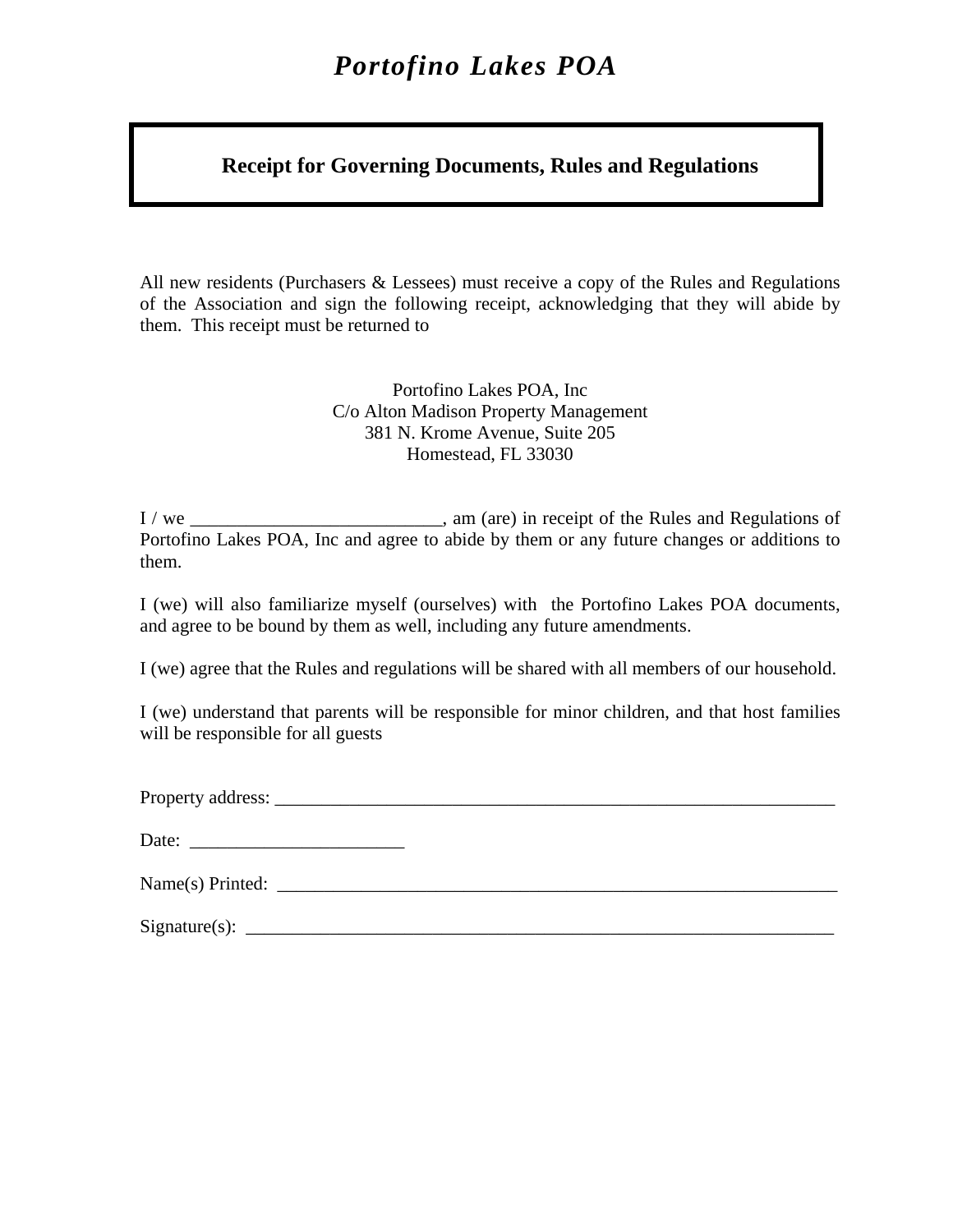# *Portofino Lakes POA*

## **Receipt for Governing Documents, Rules and Regulations**

All new residents (Purchasers & Lessees) must receive a copy of the Rules and Regulations of the Association and sign the following receipt, acknowledging that they will abide by them. This receipt must be returned to

Portofino Lakes POA, Inc
C/o Alton Madison Property Management
381 N. Krome Avenue, Suite 205
Homestead, FL 33030

I / we ___________________________, am (are) in receipt of the Rules and Regulations of Portofino Lakes POA, Inc and agree to abide by them or any future changes or additions to them.

I (we) will also familiarize myself (ourselves) with the Portofino Lakes POA documents, and agree to be bound by them as well, including any future amendments.

I (we) agree that the Rules and regulations will be shared with all members of our household.

I (we) understand that parents will be responsible for minor children, and that host families will be responsible for all guests

Property address: _______________________________________________________________

Date: _______________________

Name(s) Printed: _______________________________________________________________

Signature(s): __________________________________________________________________